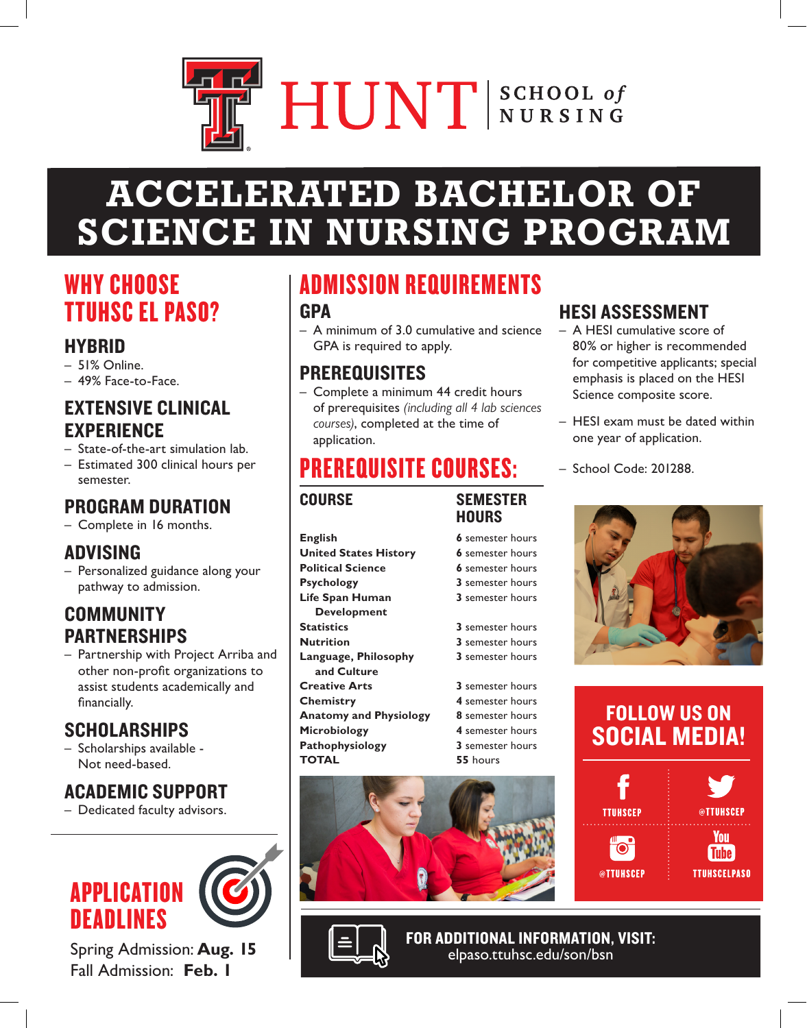HUNT | SCHOOL *of* NURSING

# ACCELERATED BACHELOR OF SCIENCE IN NURSING PROGRAM

## WHY CHOOSE TTUHSC EL PASO?

### HYBRID
– 51% Online.
– 49% Face-to-Face.

### EXTENSIVE CLINICAL EXPERIENCE
– State-of-the-art simulation lab.
– Estimated 300 clinical hours per semester.

### PROGRAM DURATION
– Complete in 16 months.

### ADVISING
– Personalized guidance along your pathway to admission.

### COMMUNITY PARTNERSHIPS
– Partnership with Project Arriba and other non-profit organizations to assist students academically and financially.

### SCHOLARSHIPS
– Scholarships available - Not need-based.

### ACADEMIC SUPPORT
– Dedicated faculty advisors.

## APPLICATION DEADLINES

Spring Admission: **Aug. 15**
Fall Admission: **Feb. 1**

## ADMISSION REQUIREMENTS

### GPA
– A minimum of 3.0 cumulative and science GPA is required to apply.

### PREREQUISITES
– Complete a minimum 44 credit hours of prerequisites *(including all 4 lab sciences courses)*, completed at the time of application.

## PREREQUISITE COURSES:

| COURSE | SEMESTER HOURS |
|---|---|
| **English** | **6** semester hours |
| **United States History** | **6** semester hours |
| **Political Science** | **6** semester hours |
| **Psychology** | **3** semester hours |
| **Life Span Human Development** | **3** semester hours |
| **Statistics** | **3** semester hours |
| **Nutrition** | **3** semester hours |
| **Language, Philosophy and Culture** | **3** semester hours |
| **Creative Arts** | **3** semester hours |
| **Chemistry** | **4** semester hours |
| **Anatomy and Physiology** | **8** semester hours |
| **Microbiology** | **4** semester hours |
| **Pathophysiology** | **3** semester hours |
| **TOTAL** | **55** hours |

### HESI ASSESSMENT
– A HESI cumulative score of 80% or higher is recommended for competitive applicants; special emphasis is placed on the HESI Science composite score.

– HESI exam must be dated within one year of application.

– School Code: 201288.

## FOLLOW US ON SOCIAL MEDIA!

- Facebook: TTUHSCEP
- Twitter: @TTUHSCEP
- Instagram: @TTUHSCEP
- YouTube: TTUHSCELPASO

**FOR ADDITIONAL INFORMATION, VISIT:**
elpaso.ttuhsc.edu/son/bsn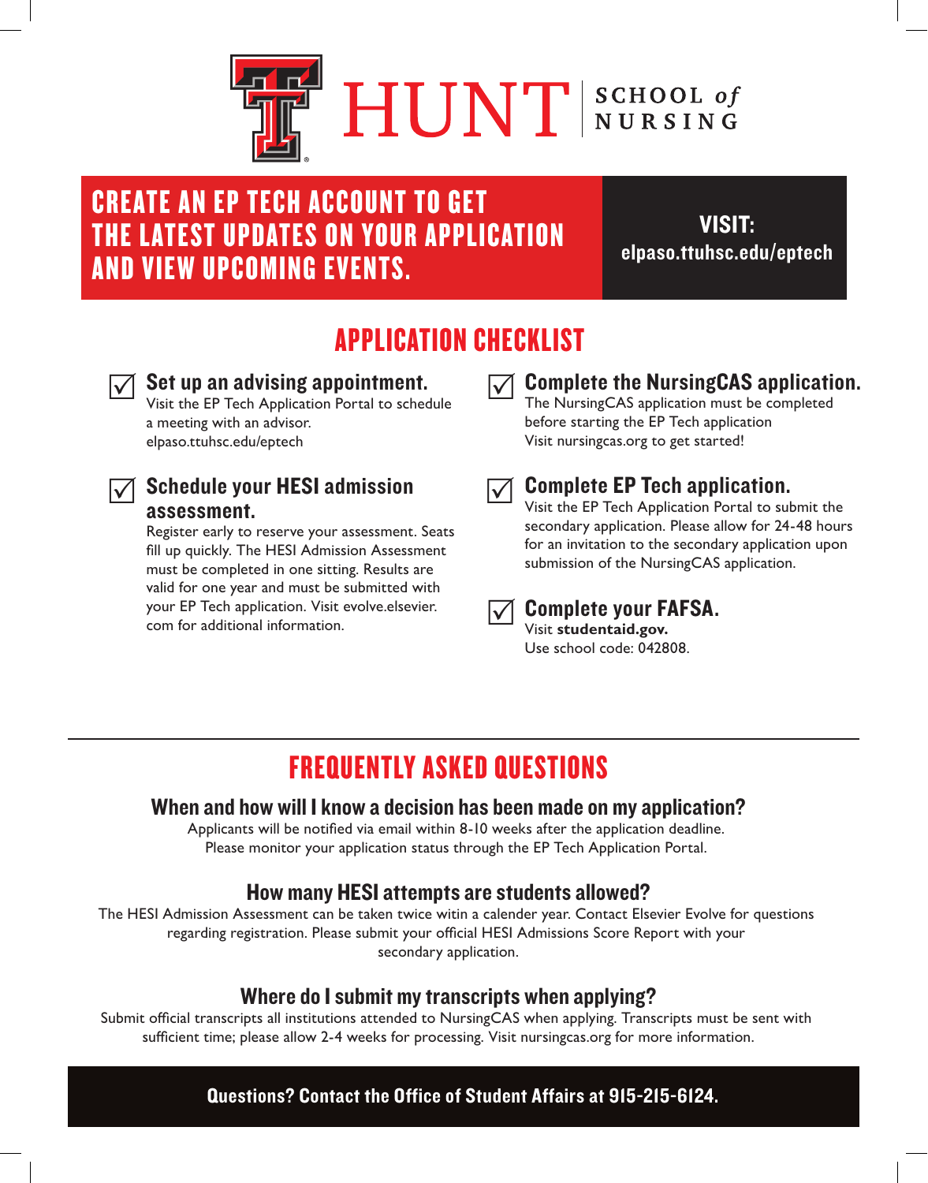# HUNT SCHOOL of NURSING

**CREATE AN EP TECH ACCOUNT TO GET THE LATEST UPDATES ON YOUR APPLICATION AND VIEW UPCOMING EVENTS.**

**VISIT:**
**elpaso.ttuhsc.edu/eptech**

## APPLICATION CHECKLIST

☑ **Set up an advising appointment.**
Visit the EP Tech Application Portal to schedule a meeting with an advisor.
elpaso.ttuhsc.edu/eptech

☑ **Schedule your HESI admission assessment.**
Register early to reserve your assessment. Seats fill up quickly. The HESI Admission Assessment must be completed in one sitting. Results are valid for one year and must be submitted with your EP Tech application. Visit evolve.elsevier.com for additional information.

☑ **Complete the NursingCAS application.**
The NursingCAS application must be completed before starting the EP Tech application
Visit nursingcas.org to get started!

☑ **Complete EP Tech application.**
Visit the EP Tech Application Portal to submit the secondary application. Please allow for 24-48 hours for an invitation to the secondary application upon submission of the NursingCAS application.

☑ **Complete your FAFSA.**
Visit **studentaid.gov.**
Use school code: 042808.

## FREQUENTLY ASKED QUESTIONS

### When and how will I know a decision has been made on my application?

Applicants will be notified via email within 8-10 weeks after the application deadline. Please monitor your application status through the EP Tech Application Portal.

### How many HESI attempts are students allowed?

The HESI Admission Assessment can be taken twice witin a calender year. Contact Elsevier Evolve for questions regarding registration. Please submit your official HESI Admissions Score Report with your secondary application.

### Where do I submit my transcripts when applying?

Submit official transcripts all institutions attended to NursingCAS when applying. Transcripts must be sent with sufficient time; please allow 2-4 weeks for processing. Visit nursingcas.org for more information.

**Questions? Contact the Office of Student Affairs at 915-215-6124.**